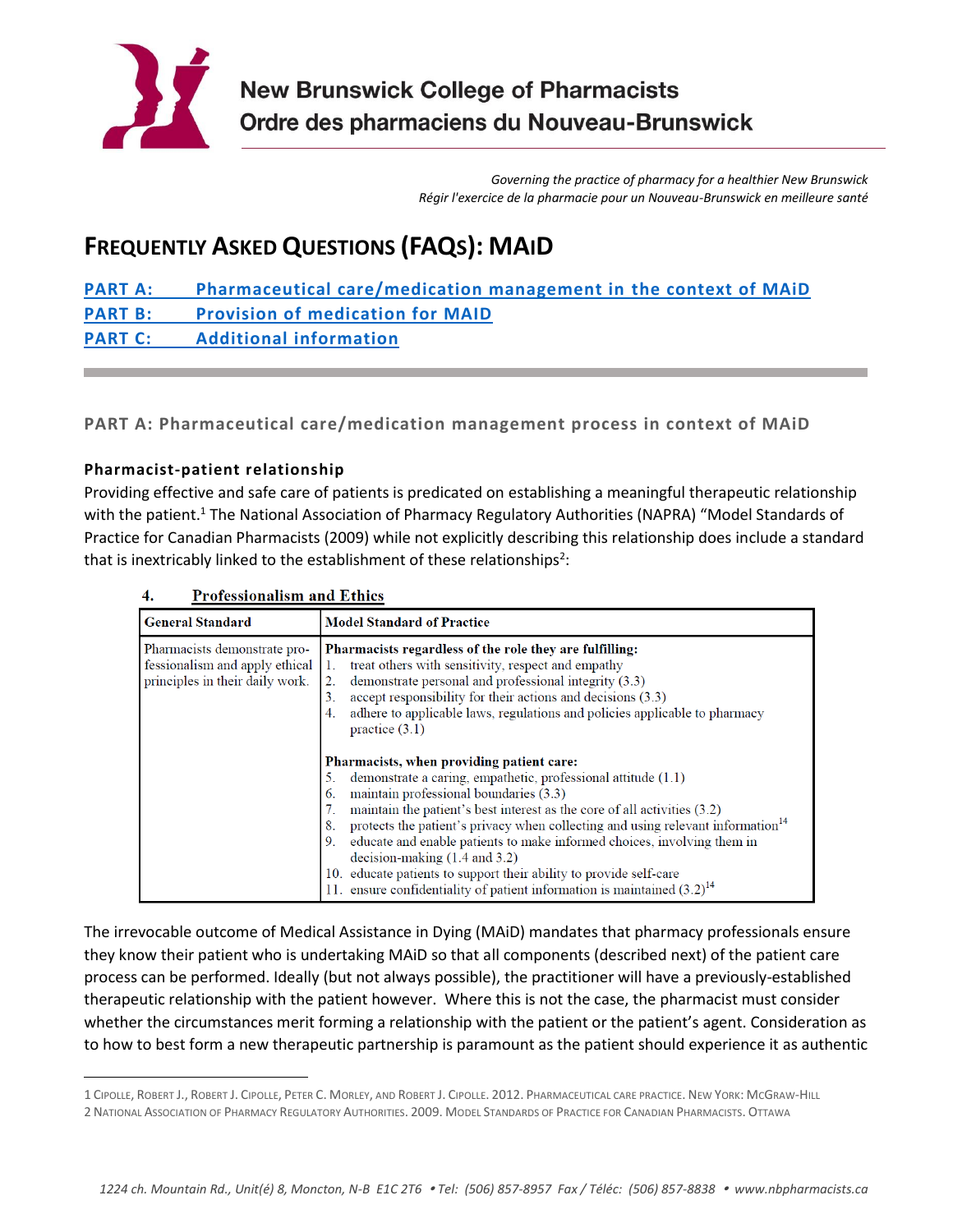# New Brunswick College of Pharmacists
# Ordre des pharmaciens du Nouveau-Brunswick

*Governing the practice of pharmacy for a healthier New Brunswick*
*Régir l'exercice de la pharmacie pour un Nouveau-Brunswick en meilleure santé*

# FREQUENTLY ASKED QUESTIONS (FAQS): MAID

**PART A: Pharmaceutical care/medication management in the context of MAiD**
**PART B: Provision of medication for MAID**
**PART C: Additional information**

## PART A: Pharmaceutical care/medication management process in context of MAiD

### Pharmacist-patient relationship

Providing effective and safe care of patients is predicated on establishing a meaningful therapeutic relationship with the patient.[1] The National Association of Pharmacy Regulatory Authorities (NAPRA) "Model Standards of Practice for Canadian Pharmacists (2009) while not explicitly describing this relationship does include a standard that is inextricably linked to the establishment of these relationships[2]:

**4. Professionalism and Ethics**

| General Standard | Model Standard of Practice |
|---|---|
| Pharmacists demonstrate professionalism and apply ethical principles in their daily work. | **Pharmacists regardless of the role they are fulfilling:**<br>1. treat others with sensitivity, respect and empathy<br>2. demonstrate personal and professional integrity (3.3)<br>3. accept responsibility for their actions and decisions (3.3)<br>4. adhere to applicable laws, regulations and policies applicable to pharmacy practice (3.1)<br><br>**Pharmacists, when providing patient care:**<br>5. demonstrate a caring, empathetic, professional attitude (1.1)<br>6. maintain professional boundaries (3.3)<br>7. maintain the patient's best interest as the core of all activities (3.2)<br>8. protects the patient's privacy when collecting and using relevant information[14]<br>9. educate and enable patients to make informed choices, involving them in decision-making (1.4 and 3.2)<br>10. educate patients to support their ability to provide self-care<br>11. ensure confidentiality of patient information is maintained (3.2)[14] |

The irrevocable outcome of Medical Assistance in Dying (MAiD) mandates that pharmacy professionals ensure they know their patient who is undertaking MAiD so that all components (described next) of the patient care process can be performed. Ideally (but not always possible), the practitioner will have a previously-established therapeutic relationship with the patient however. Where this is not the case, the pharmacist must consider whether the circumstances merit forming a relationship with the patient or the patient's agent. Consideration as to how to best form a new therapeutic partnership is paramount as the patient should experience it as authentic

---

1 Cipolle, Robert J., Robert J. Cipolle, Peter C. Morley, and Robert J. Cipolle. 2012. Pharmaceutical care practice. New York: McGraw-Hill

2 National Association of Pharmacy Regulatory Authorities. 2009. Model Standards of Practice for Canadian Pharmacists. Ottawa

*1224 ch. Mountain Rd., Unit(é) 8, Moncton, N-B E1C 2T6 • Tel: (506) 857-8957 Fax / Téléc: (506) 857-8838 • www.nbpharmacists.ca*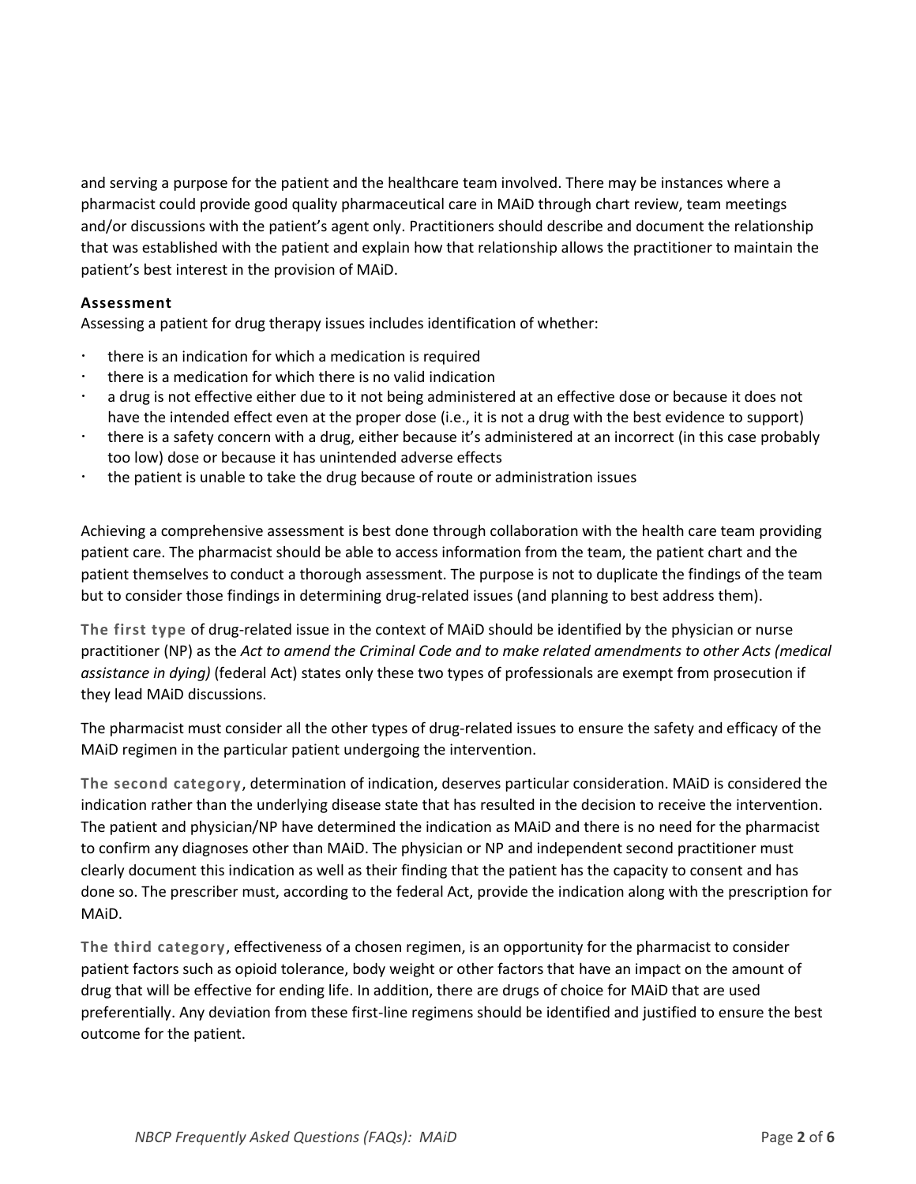and serving a purpose for the patient and the healthcare team involved. There may be instances where a pharmacist could provide good quality pharmaceutical care in MAiD through chart review, team meetings and/or discussions with the patient's agent only. Practitioners should describe and document the relationship that was established with the patient and explain how that relationship allows the practitioner to maintain the patient's best interest in the provision of MAiD.

**Assessment**

Assessing a patient for drug therapy issues includes identification of whether:

- there is an indication for which a medication is required
- there is a medication for which there is no valid indication
- a drug is not effective either due to it not being administered at an effective dose or because it does not have the intended effect even at the proper dose (i.e., it is not a drug with the best evidence to support)
- there is a safety concern with a drug, either because it's administered at an incorrect (in this case probably too low) dose or because it has unintended adverse effects
- the patient is unable to take the drug because of route or administration issues

Achieving a comprehensive assessment is best done through collaboration with the health care team providing patient care. The pharmacist should be able to access information from the team, the patient chart and the patient themselves to conduct a thorough assessment. The purpose is not to duplicate the findings of the team but to consider those findings in determining drug-related issues (and planning to best address them).

**The first type** of drug-related issue in the context of MAiD should be identified by the physician or nurse practitioner (NP) as the *Act to amend the Criminal Code and to make related amendments to other Acts (medical assistance in dying)* (federal Act) states only these two types of professionals are exempt from prosecution if they lead MAiD discussions.

The pharmacist must consider all the other types of drug-related issues to ensure the safety and efficacy of the MAiD regimen in the particular patient undergoing the intervention.

**The second category**, determination of indication, deserves particular consideration. MAiD is considered the indication rather than the underlying disease state that has resulted in the decision to receive the intervention. The patient and physician/NP have determined the indication as MAiD and there is no need for the pharmacist to confirm any diagnoses other than MAiD. The physician or NP and independent second practitioner must clearly document this indication as well as their finding that the patient has the capacity to consent and has done so. The prescriber must, according to the federal Act, provide the indication along with the prescription for MAiD.

**The third category**, effectiveness of a chosen regimen, is an opportunity for the pharmacist to consider patient factors such as opioid tolerance, body weight or other factors that have an impact on the amount of drug that will be effective for ending life. In addition, there are drugs of choice for MAiD that are used preferentially. Any deviation from these first-line regimens should be identified and justified to ensure the best outcome for the patient.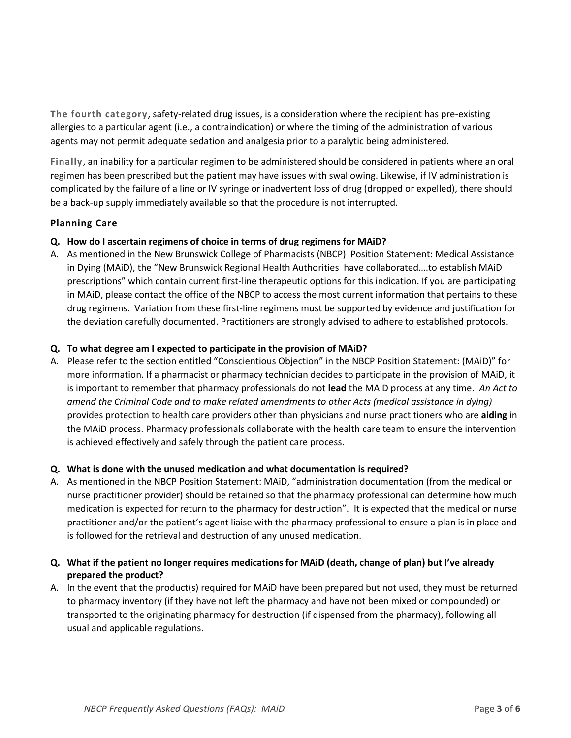**The fourth category**, safety-related drug issues, is a consideration where the recipient has pre-existing allergies to a particular agent (i.e., a contraindication) or where the timing of the administration of various agents may not permit adequate sedation and analgesia prior to a paralytic being administered.

**Finally**, an inability for a particular regimen to be administered should be considered in patients where an oral regimen has been prescribed but the patient may have issues with swallowing. Likewise, if IV administration is complicated by the failure of a line or IV syringe or inadvertent loss of drug (dropped or expelled), there should be a back-up supply immediately available so that the procedure is not interrupted.

### Planning Care

**Q. How do I ascertain regimens of choice in terms of drug regimens for MAiD?**

A. As mentioned in the New Brunswick College of Pharmacists (NBCP) Position Statement: Medical Assistance in Dying (MAiD), the "New Brunswick Regional Health Authorities have collaborated….to establish MAiD prescriptions" which contain current first-line therapeutic options for this indication. If you are participating in MAiD, please contact the office of the NBCP to access the most current information that pertains to these drug regimens. Variation from these first-line regimens must be supported by evidence and justification for the deviation carefully documented. Practitioners are strongly advised to adhere to established protocols.

**Q. To what degree am I expected to participate in the provision of MAiD?**

A. Please refer to the section entitled "Conscientious Objection" in the NBCP Position Statement: (MAiD)" for more information. If a pharmacist or pharmacy technician decides to participate in the provision of MAiD, it is important to remember that pharmacy professionals do not **lead** the MAiD process at any time. *An Act to amend the Criminal Code and to make related amendments to other Acts (medical assistance in dying)* provides protection to health care providers other than physicians and nurse practitioners who are **aiding** in the MAiD process. Pharmacy professionals collaborate with the health care team to ensure the intervention is achieved effectively and safely through the patient care process.

**Q. What is done with the unused medication and what documentation is required?**

A. As mentioned in the NBCP Position Statement: MAiD, "administration documentation (from the medical or nurse practitioner provider) should be retained so that the pharmacy professional can determine how much medication is expected for return to the pharmacy for destruction". It is expected that the medical or nurse practitioner and/or the patient's agent liaise with the pharmacy professional to ensure a plan is in place and is followed for the retrieval and destruction of any unused medication.

**Q. What if the patient no longer requires medications for MAiD (death, change of plan) but I've already prepared the product?**

A. In the event that the product(s) required for MAiD have been prepared but not used, they must be returned to pharmacy inventory (if they have not left the pharmacy and have not been mixed or compounded) or transported to the originating pharmacy for destruction (if dispensed from the pharmacy), following all usual and applicable regulations.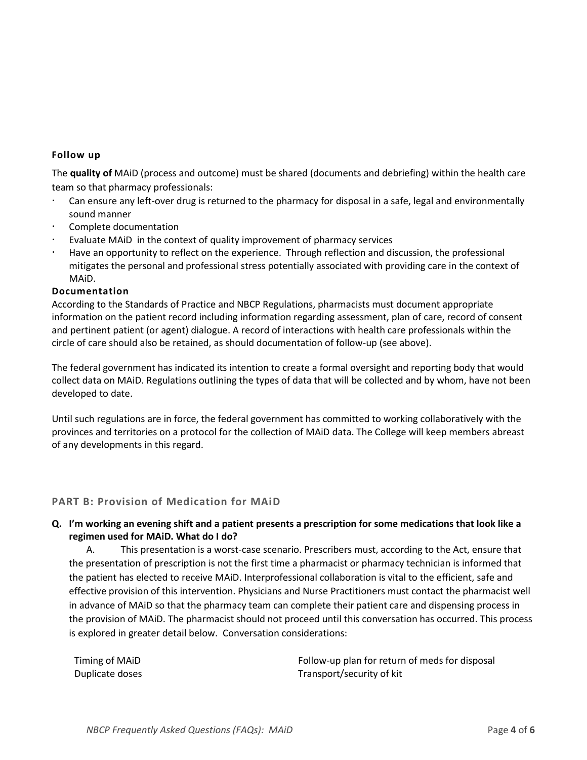### Follow up

The **quality of** MAiD (process and outcome) must be shared (documents and debriefing) within the health care team so that pharmacy professionals:

- Can ensure any left-over drug is returned to the pharmacy for disposal in a safe, legal and environmentally sound manner
- Complete documentation
- Evaluate MAiD in the context of quality improvement of pharmacy services
- Have an opportunity to reflect on the experience. Through reflection and discussion, the professional mitigates the personal and professional stress potentially associated with providing care in the context of MAiD.

### Documentation

According to the Standards of Practice and NBCP Regulations, pharmacists must document appropriate information on the patient record including information regarding assessment, plan of care, record of consent and pertinent patient (or agent) dialogue. A record of interactions with health care professionals within the circle of care should also be retained, as should documentation of follow-up (see above).

The federal government has indicated its intention to create a formal oversight and reporting body that would collect data on MAiD. Regulations outlining the types of data that will be collected and by whom, have not been developed to date.

Until such regulations are in force, the federal government has committed to working collaboratively with the provinces and territories on a protocol for the collection of MAiD data. The College will keep members abreast of any developments in this regard.

## PART B: Provision of Medication for MAiD

**Q. I'm working an evening shift and a patient presents a prescription for some medications that look like a regimen used for MAiD. What do I do?**

A. This presentation is a worst-case scenario. Prescribers must, according to the Act, ensure that the presentation of prescription is not the first time a pharmacist or pharmacy technician is informed that the patient has elected to receive MAiD. Interprofessional collaboration is vital to the efficient, safe and effective provision of this intervention. Physicians and Nurse Practitioners must contact the pharmacist well in advance of MAiD so that the pharmacy team can complete their patient care and dispensing process in the provision of MAiD. The pharmacist should not proceed until this conversation has occurred. This process is explored in greater detail below. Conversation considerations:

- Timing of MAiD
- Duplicate doses
- Follow-up plan for return of meds for disposal
- Transport/security of kit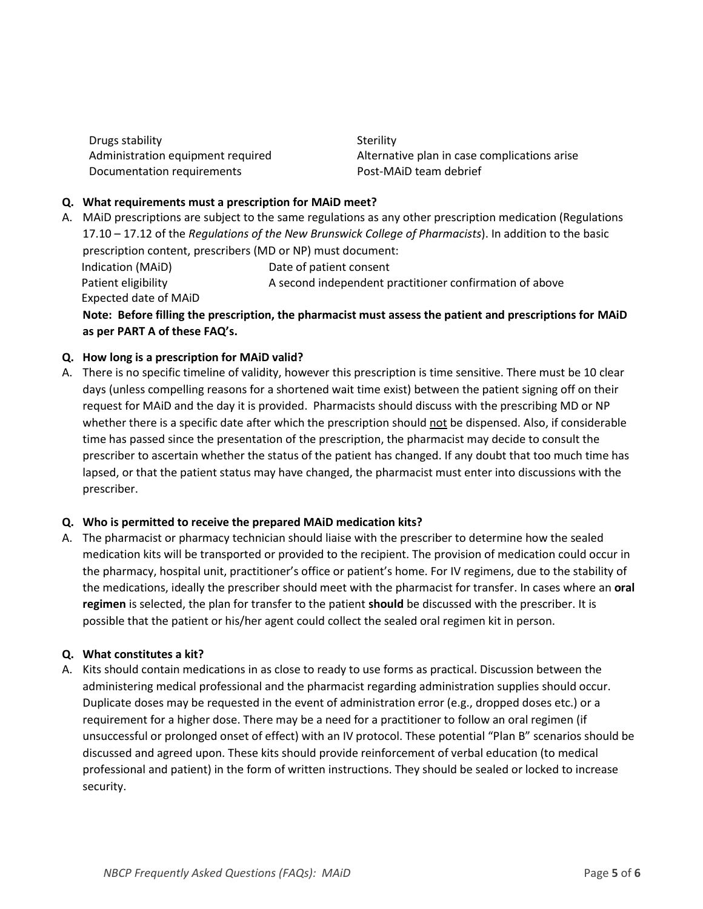- Drugs stability
- Sterility
- Administration equipment required
- Alternative plan in case complications arise
- Documentation requirements
- Post-MAiD team debrief

**Q. What requirements must a prescription for MAiD meet?**

A. MAiD prescriptions are subject to the same regulations as any other prescription medication (Regulations 17.10 – 17.12 of the *Regulations of the New Brunswick College of Pharmacists*). In addition to the basic prescription content, prescribers (MD or NP) must document:

- Indication (MAiD)
- Date of patient consent
- Patient eligibility
- A second independent practitioner confirmation of above
- Expected date of MAiD

**Note: Before filling the prescription, the pharmacist must assess the patient and prescriptions for MAiD as per PART A of these FAQ's.**

**Q. How long is a prescription for MAiD valid?**

A. There is no specific timeline of validity, however this prescription is time sensitive. There must be 10 clear days (unless compelling reasons for a shortened wait time exist) between the patient signing off on their request for MAiD and the day it is provided. Pharmacists should discuss with the prescribing MD or NP whether there is a specific date after which the prescription should <u>not</u> be dispensed. Also, if considerable time has passed since the presentation of the prescription, the pharmacist may decide to consult the prescriber to ascertain whether the status of the patient has changed. If any doubt that too much time has lapsed, or that the patient status may have changed, the pharmacist must enter into discussions with the prescriber.

**Q. Who is permitted to receive the prepared MAiD medication kits?**

A. The pharmacist or pharmacy technician should liaise with the prescriber to determine how the sealed medication kits will be transported or provided to the recipient. The provision of medication could occur in the pharmacy, hospital unit, practitioner's office or patient's home. For IV regimens, due to the stability of the medications, ideally the prescriber should meet with the pharmacist for transfer. In cases where an **oral regimen** is selected, the plan for transfer to the patient **should** be discussed with the prescriber. It is possible that the patient or his/her agent could collect the sealed oral regimen kit in person.

**Q. What constitutes a kit?**

A. Kits should contain medications in as close to ready to use forms as practical. Discussion between the administering medical professional and the pharmacist regarding administration supplies should occur. Duplicate doses may be requested in the event of administration error (e.g., dropped doses etc.) or a requirement for a higher dose. There may be a need for a practitioner to follow an oral regimen (if unsuccessful or prolonged onset of effect) with an IV protocol. These potential "Plan B" scenarios should be discussed and agreed upon. These kits should provide reinforcement of verbal education (to medical professional and patient) in the form of written instructions. They should be sealed or locked to increase security.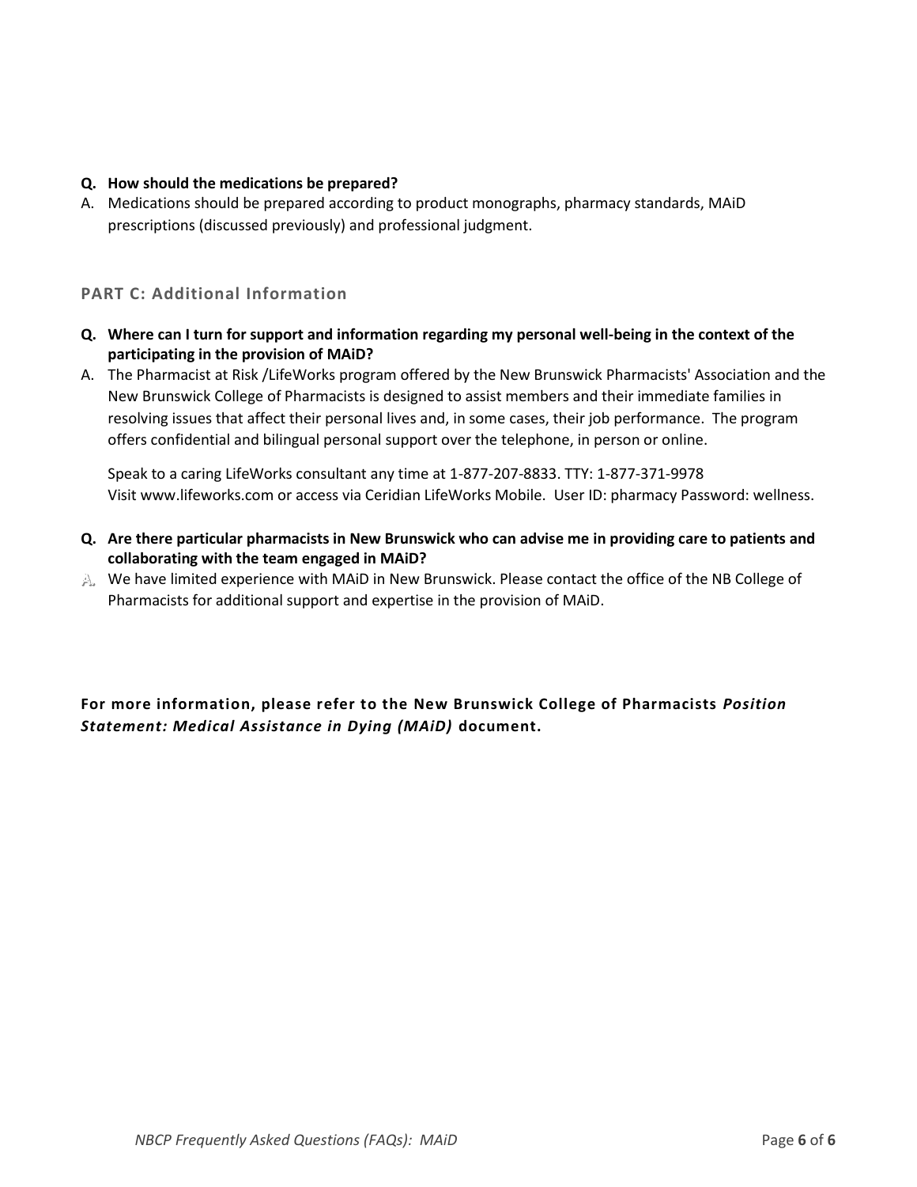**Q. How should the medications be prepared?**

A. Medications should be prepared according to product monographs, pharmacy standards, MAiD prescriptions (discussed previously) and professional judgment.

## PART C: Additional Information

**Q. Where can I turn for support and information regarding my personal well-being in the context of the participating in the provision of MAiD?**

A. The Pharmacist at Risk /LifeWorks program offered by the New Brunswick Pharmacists' Association and the New Brunswick College of Pharmacists is designed to assist members and their immediate families in resolving issues that affect their personal lives and, in some cases, their job performance. The program offers confidential and bilingual personal support over the telephone, in person or online.

Speak to a caring LifeWorks consultant any time at 1-877-207-8833. TTY: 1-877-371-9978
Visit www.lifeworks.com or access via Ceridian LifeWorks Mobile. User ID: pharmacy Password: wellness.

**Q. Are there particular pharmacists in New Brunswick who can advise me in providing care to patients and collaborating with the team engaged in MAiD?**

A. We have limited experience with MAiD in New Brunswick. Please contact the office of the NB College of Pharmacists for additional support and expertise in the provision of MAiD.

**For more information, please refer to the New Brunswick College of Pharmacists *Position Statement: Medical Assistance in Dying (MAiD)* document.**